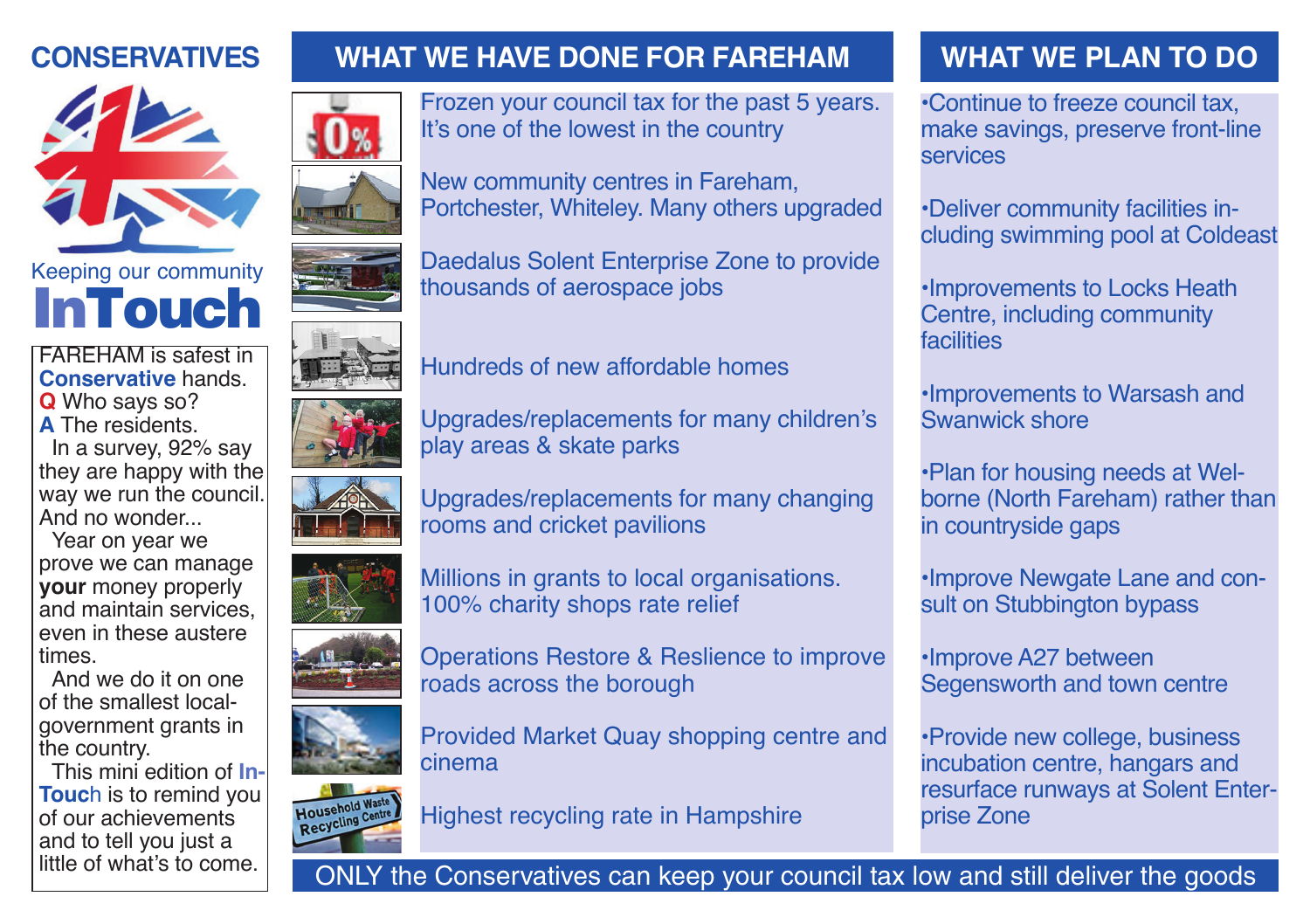**CONSERVATIVES**

Keeping our community

# InTouch

FAREHAM is safest in **Conservative** hands.

**Q** Who says so?

**A** The residents.

In a survey, 92% say they are happy with the way we run the council. And no wonder...

Year on year we prove we can manage **your** money properly and maintain services, even in these austere times.

And we do it on one of the smallest local-government grants in the country.

This mini edition of **InTouch** is to remind you of our achievements and to tell you just a little of what's to come.

## WHAT WE HAVE DONE FOR FAREHAM

Frozen your council tax for the past 5 years. It's one of the lowest in the country

New community centres in Fareham, Portchester, Whiteley. Many others upgraded

Daedalus Solent Enterprise Zone to provide thousands of aerospace jobs

Hundreds of new affordable homes

Upgrades/replacements for many children's play areas & skate parks

Upgrades/replacements for many changing rooms and cricket pavilions

Millions in grants to local organisations. 100% charity shops rate relief

Operations Restore & Reslience to improve roads across the borough

Provided Market Quay shopping centre and cinema

Highest recycling rate in Hampshire

## WHAT WE PLAN TO DO

- Continue to freeze council tax, make savings, preserve front-line services
- Deliver community facilities including swimming pool at Coldeast
- Improvements to Locks Heath Centre, including community facilities
- Improvements to Warsash and Swanwick shore
- Plan for housing needs at Welborne (North Fareham) rather than in countryside gaps
- Improve Newgate Lane and consult on Stubbington bypass
- Improve A27 between Segensworth and town centre
- Provide new college, business incubation centre, hangars and resurface runways at Solent Enterprise Zone

ONLY the Conservatives can keep your council tax low and still deliver the goods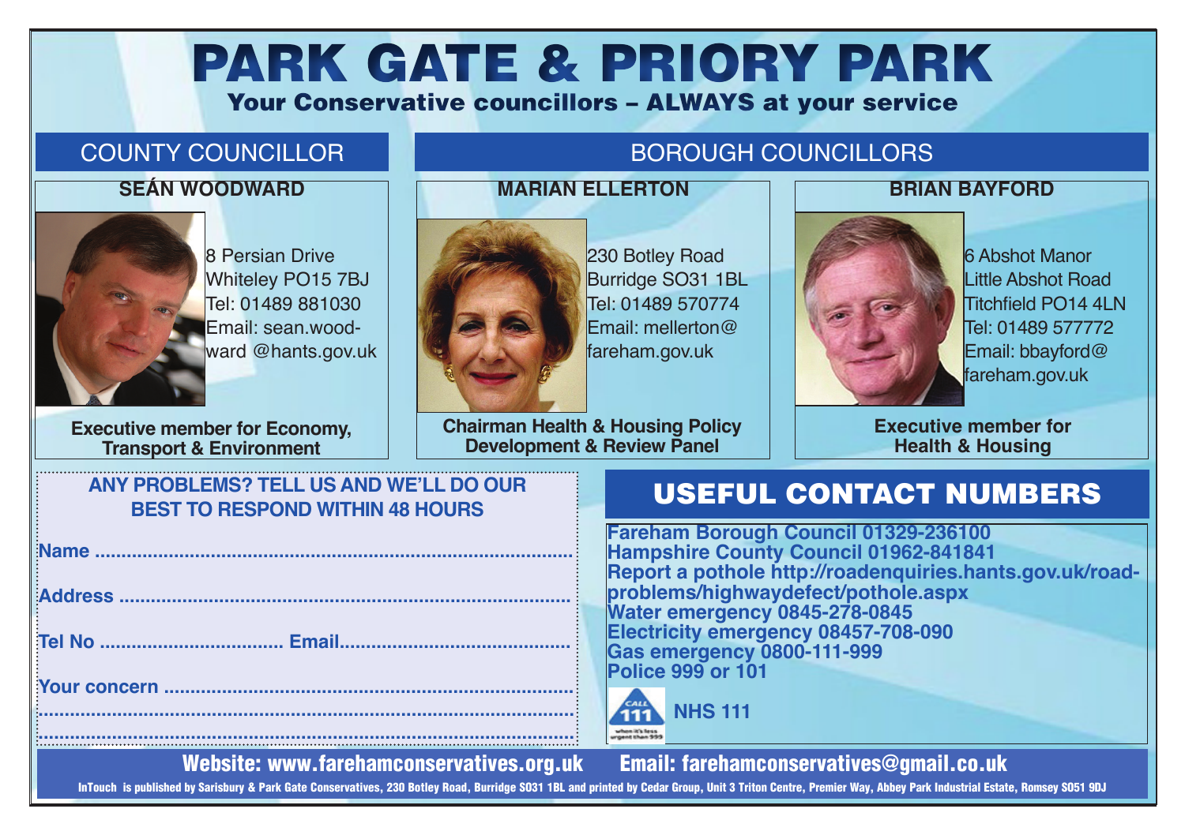# PARK GATE & PRIORY PARK

**Your Conservative councillors – ALWAYS at your service**

## COUNTY COUNCILLOR

### SEÁN WOODWARD

8 Persian Drive
Whiteley PO15 7BJ
Tel: 01489 881030
Email: sean.woodward @hants.gov.uk

**Executive member for Economy, Transport & Environment**

## BOROUGH COUNCILLORS

### MARIAN ELLERTON

230 Botley Road
Burridge SO31 1BL
Tel: 01489 570774
Email: mellerton@fareham.gov.uk

**Chairman Health & Housing Policy Development & Review Panel**

### BRIAN BAYFORD

6 Abshot Manor
Little Abshot Road
Titchfield PO14 4LN
Tel: 01489 577772
Email: bbayford@fareham.gov.uk

**Executive member for Health & Housing**

## ANY PROBLEMS? TELL US AND WE'LL DO OUR BEST TO RESPOND WITHIN 48 HOURS

**Name** ..........................................................................................

**Address** ......................................................................................

**Tel No** .................................. **Email**..........................................

**Your concern** ..............................................................................

..........................................................................................................

..........................................................................................................

## USEFUL CONTACT NUMBERS

**Fareham Borough Council 01329-236100**
**Hampshire County Council 01962-841841**
**Report a pothole http://roadenquiries.hants.gov.uk/road-problems/highwaydefect/pothole.aspx**
**Water emergency 0845-278-0845**
**Electricity emergency 08457-708-090**
**Gas emergency 0800-111-999**
**Police 999 or 101**

CALL 111 when it's less urgent than 999

**NHS 111**

**Website: www.farehamconservatives.org.uk   Email: farehamconservatives@gmail.co.uk**

InTouch is published by Sarisbury & Park Gate Conservatives, 230 Botley Road, Burridge SO31 1BL and printed by Cedar Group, Unit 3 Triton Centre, Premier Way, Abbey Park Industrial Estate, Romsey SO51 9DJ